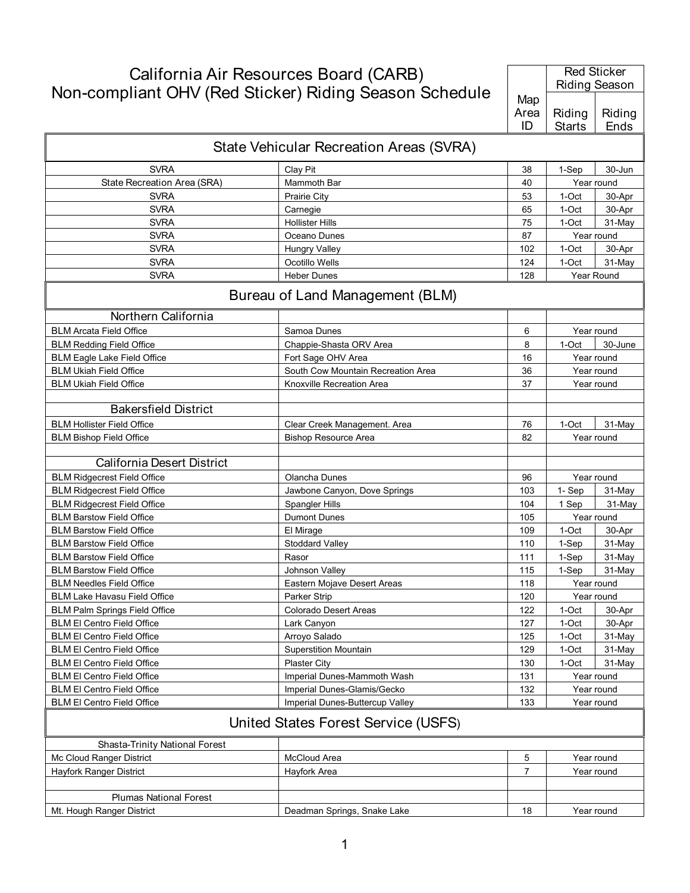# California Air Resources Board (CARB)
# Non-compliant OHV (Red Sticker) Riding Season Schedule

| | | Map Area ID | Red Sticker Riding Season: Riding Starts | Red Sticker Riding Season: Riding Ends |
|---|---|---|---|---|
| **State Vehicular Recreation Areas (SVRA)** | | | | |
| SVRA | Clay Pit | 38 | 1-Sep | 30-Jun |
| State Recreation Area (SRA) | Mammoth Bar | 40 | Year round | |
| SVRA | Prairie City | 53 | 1-Oct | 30-Apr |
| SVRA | Carnegie | 65 | 1-Oct | 30-Apr |
| SVRA | Hollister Hills | 75 | 1-Oct | 31-May |
| SVRA | Oceano Dunes | 87 | Year round | |
| SVRA | Hungry Valley | 102 | 1-Oct | 30-Apr |
| SVRA | Ocotillo Wells | 124 | 1-Oct | 31-May |
| SVRA | Heber Dunes | 128 | Year Round | |
| **Bureau of Land Management (BLM)** | | | | |
| Northern California | | | | |
| BLM Arcata Field Office | Samoa Dunes | 6 | Year round | |
| BLM Redding Field Office | Chappie-Shasta ORV Area | 8 | 1-Oct | 30-June |
| BLM Eagle Lake Field Office | Fort Sage OHV Area | 16 | Year round | |
| BLM Ukiah Field Office | South Cow Mountain Recreation Area | 36 | Year round | |
| BLM Ukiah Field Office | Knoxville Recreation Area | 37 | Year round | |
| | | | | |
| Bakersfield District | | | | |
| BLM Hollister Field Office | Clear Creek Management. Area | 76 | 1-Oct | 31-May |
| BLM Bishop Field Office | Bishop Resource Area | 82 | Year round | |
| | | | | |
| California Desert District | | | | |
| BLM Ridgecrest Field Office | Olancha Dunes | 96 | Year round | |
| BLM Ridgecrest Field Office | Jawbone Canyon, Dove Springs | 103 | 1- Sep | 31-May |
| BLM Ridgecrest Field Office | Spangler Hills | 104 | 1 Sep | 31-May |
| BLM Barstow Field Office | Dumont Dunes | 105 | Year round | |
| BLM Barstow Field Office | El Mirage | 109 | 1-Oct | 30-Apr |
| BLM Barstow Field Office | Stoddard Valley | 110 | 1-Sep | 31-May |
| BLM Barstow Field Office | Rasor | 111 | 1-Sep | 31-May |
| BLM Barstow Field Office | Johnson Valley | 115 | 1-Sep | 31-May |
| BLM Needles Field Office | Eastern Mojave Desert Areas | 118 | Year round | |
| BLM Lake Havasu Field Office | Parker Strip | 120 | Year round | |
| BLM Palm Springs Field Office | Colorado Desert Areas | 122 | 1-Oct | 30-Apr |
| BLM El Centro Field Office | Lark Canyon | 127 | 1-Oct | 30-Apr |
| BLM El Centro Field Office | Arroyo Salado | 125 | 1-Oct | 31-May |
| BLM El Centro Field Office | Superstition Mountain | 129 | 1-Oct | 31-May |
| BLM El Centro Field Office | Plaster City | 130 | 1-Oct | 31-May |
| BLM El Centro Field Office | Imperial Dunes-Mammoth Wash | 131 | Year round | |
| BLM El Centro Field Office | Imperial Dunes-Glamis/Gecko | 132 | Year round | |
| BLM El Centro Field Office | Imperial Dunes-Buttercup Valley | 133 | Year round | |
| **United States Forest Service (USFS)** | | | | |
| Shasta-Trinity National Forest | | | | |
| Mc Cloud Ranger District | McCloud Area | 5 | Year round | |
| Hayfork Ranger District | Hayfork Area | 7 | Year round | |
| | | | | |
| Plumas National Forest | | | | |
| Mt. Hough Ranger District | Deadman Springs, Snake Lake | 18 | Year round | |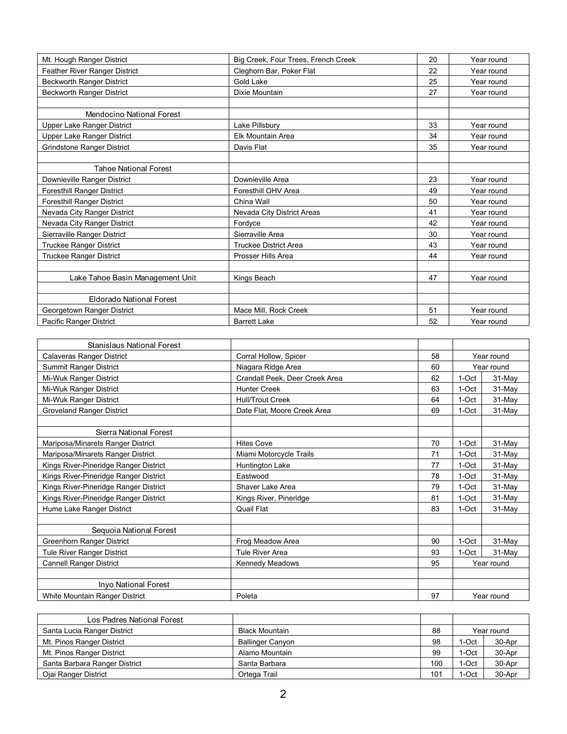| | | | | |
|---|---|---|---|---|
| Mt. Hough Ranger District | Big Creek, Four Trees, French Creek | 20 | Year round | |
| Feather River Ranger District | Cleghorn Bar, Poker Flat | 22 | Year round | |
| Beckworth Ranger District | Gold Lake | 25 | Year round | |
| Beckworth Ranger District | Dixie Mountain | 27 | Year round | |
| | | | | |
| Mendocino National Forest | | | | |
| Upper Lake Ranger District | Lake Pillsbury | 33 | Year round | |
| Upper Lake Ranger District | Elk Mountain Area | 34 | Year round | |
| Grindstone Ranger District | Davis Flat | 35 | Year round | |
| | | | | |
| Tahoe National Forest | | | | |
| Downieville Ranger District | Downieville Area | 23 | Year round | |
| Foresthill Ranger District | Foresthill OHV Area | 49 | Year round | |
| Foresthill Ranger District | China Wall | 50 | Year round | |
| Nevada City Ranger District | Nevada City District Areas | 41 | Year round | |
| Nevada City Ranger District | Fordyce | 42 | Year round | |
| Sierraville Ranger District | Sierraville Area | 30 | Year round | |
| Truckee Ranger District | Truckee District Area | 43 | Year round | |
| Truckee Ranger District | Prosser Hills Area | 44 | Year round | |
| | | | | |
| Lake Tahoe Basin Management Unit | Kings Beach | 47 | Year round | |
| | | | | |
| Eldorado National Forest | | | | |
| Georgetown Ranger District | Mace Mill, Rock Creek | 51 | Year round | |
| Pacific Ranger District | Barrett Lake | 52 | Year round | |

| | | | | |
|---|---|---|---|---|
| Stanislaus National Forest | | | | |
| Calaveras Ranger District | Corral Hollow, Spicer | 58 | Year round | |
| Summit Ranger District | Niagara Ridge Area | 60 | Year round | |
| Mi-Wuk Ranger District | Crandall Peek, Deer Creek Area | 62 | 1-Oct | 31-May |
| Mi-Wuk Ranger District | Hunter Creek | 63 | 1-Oct | 31-May |
| Mi-Wuk Ranger District | Hull/Trout Creek | 64 | 1-Oct | 31-May |
| Groveland Ranger District | Date Flat, Moore Creek Area | 69 | 1-Oct | 31-May |
| | | | | |
| Sierra National Forest | | | | |
| Mariposa/Minarets Ranger District | Hites Cove | 70 | 1-Oct | 31-May |
| Mariposa/Minarets Ranger District | Miami Motorcycle Trails | 71 | 1-Oct | 31-May |
| Kings River-Pineridge Ranger District | Huntington Lake | 77 | 1-Oct | 31-May |
| Kings River-Pineridge Ranger District | Eastwood | 78 | 1-Oct | 31-May |
| Kings River-Pineridge Ranger District | Shaver Lake Area | 79 | 1-Oct | 31-May |
| Kings River-Pineridge Ranger District | Kings River, Pineridge | 81 | 1-Oct | 31-May |
| Hume Lake Ranger District | Quail Flat | 83 | 1-Oct | 31-May |
| | | | | |
| Sequoia National Forest | | | | |
| Greenhorn Ranger District | Frog Meadow Area | 90 | 1-Oct | 31-May |
| Tule River Ranger District | Tule River Area | 93 | 1-Oct | 31-May |
| Cannell Ranger District | Kennedy Meadows | 95 | Year round | |
| | | | | |
| Inyo National Forest | | | | |
| White Mountain Ranger District | Poleta | 97 | Year round | |

| | | | | |
|---|---|---|---|---|
| Los Padres National Forest | | | | |
| Santa Lucia Ranger District | Black Mountain | 88 | Year round | |
| Mt. Pinos Ranger District | Ballinger Canyon | 98 | 1-Oct | 30-Apr |
| Mt. Pinos Ranger District | Alamo Mountain | 99 | 1-Oct | 30-Apr |
| Santa Barbara Ranger District | Santa Barbara | 100 | 1-Oct | 30-Apr |
| Ojai Ranger District | Ortega Trail | 101 | 1-Oct | 30-Apr |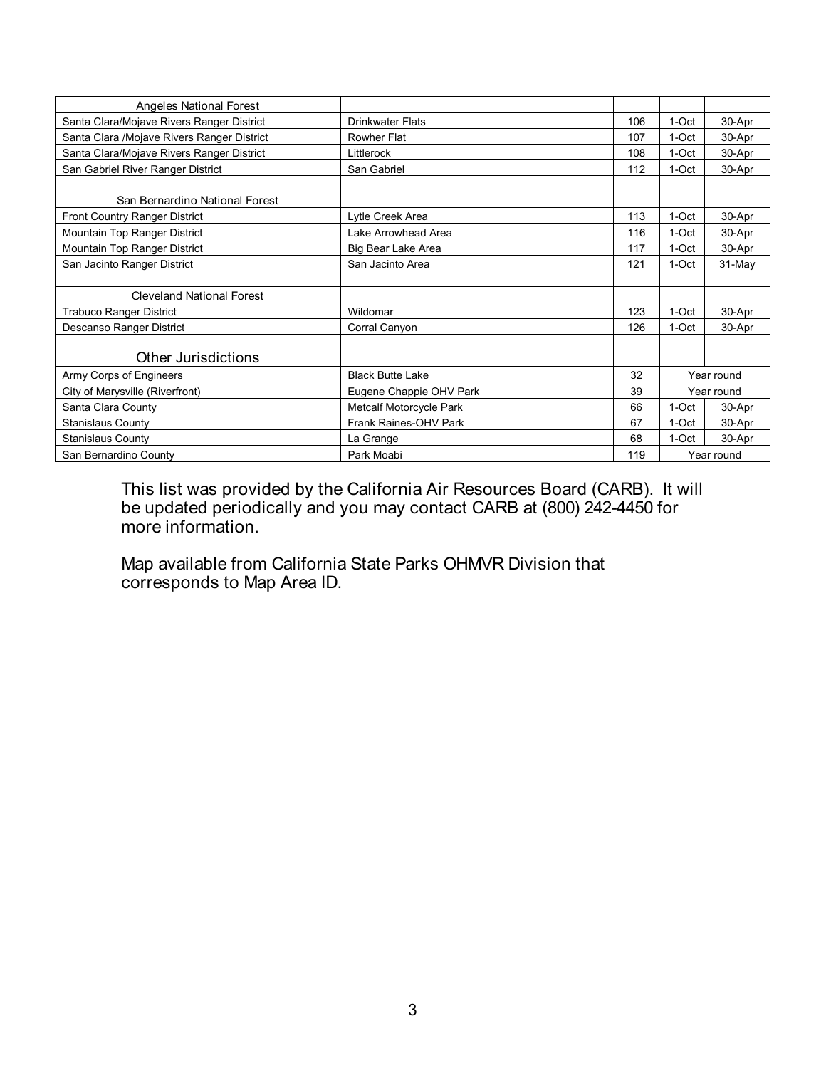| | | | | |
|---|---|---|---|---|
| Angeles National Forest | | | | |
| Santa Clara/Mojave Rivers Ranger District | Drinkwater Flats | 106 | 1-Oct | 30-Apr |
| Santa Clara /Mojave Rivers Ranger District | Rowher Flat | 107 | 1-Oct | 30-Apr |
| Santa Clara/Mojave Rivers Ranger District | Littlerock | 108 | 1-Oct | 30-Apr |
| San Gabriel River Ranger District | San Gabriel | 112 | 1-Oct | 30-Apr |
| | | | | |
| San Bernardino National Forest | | | | |
| Front Country Ranger District | Lytle Creek Area | 113 | 1-Oct | 30-Apr |
| Mountain Top Ranger District | Lake Arrowhead Area | 116 | 1-Oct | 30-Apr |
| Mountain Top Ranger District | Big Bear Lake Area | 117 | 1-Oct | 30-Apr |
| San Jacinto Ranger District | San Jacinto Area | 121 | 1-Oct | 31-May |
| | | | | |
| Cleveland National Forest | | | | |
| Trabuco Ranger District | Wildomar | 123 | 1-Oct | 30-Apr |
| Descanso Ranger District | Corral Canyon | 126 | 1-Oct | 30-Apr |
| | | | | |
| Other Jurisdictions | | | | |
| Army Corps of Engineers | Black Butte Lake | 32 | Year round | |
| City of Marysville (Riverfront) | Eugene Chappie OHV Park | 39 | Year round | |
| Santa Clara County | Metcalf Motorcycle Park | 66 | 1-Oct | 30-Apr |
| Stanislaus County | Frank Raines-OHV Park | 67 | 1-Oct | 30-Apr |
| Stanislaus County | La Grange | 68 | 1-Oct | 30-Apr |
| San Bernardino County | Park Moabi | 119 | Year round | |

This list was provided by the California Air Resources Board (CARB). It will be updated periodically and you may contact CARB at (800) 242-4450 for more information.

Map available from California State Parks OHMVR Division that corresponds to Map Area ID.